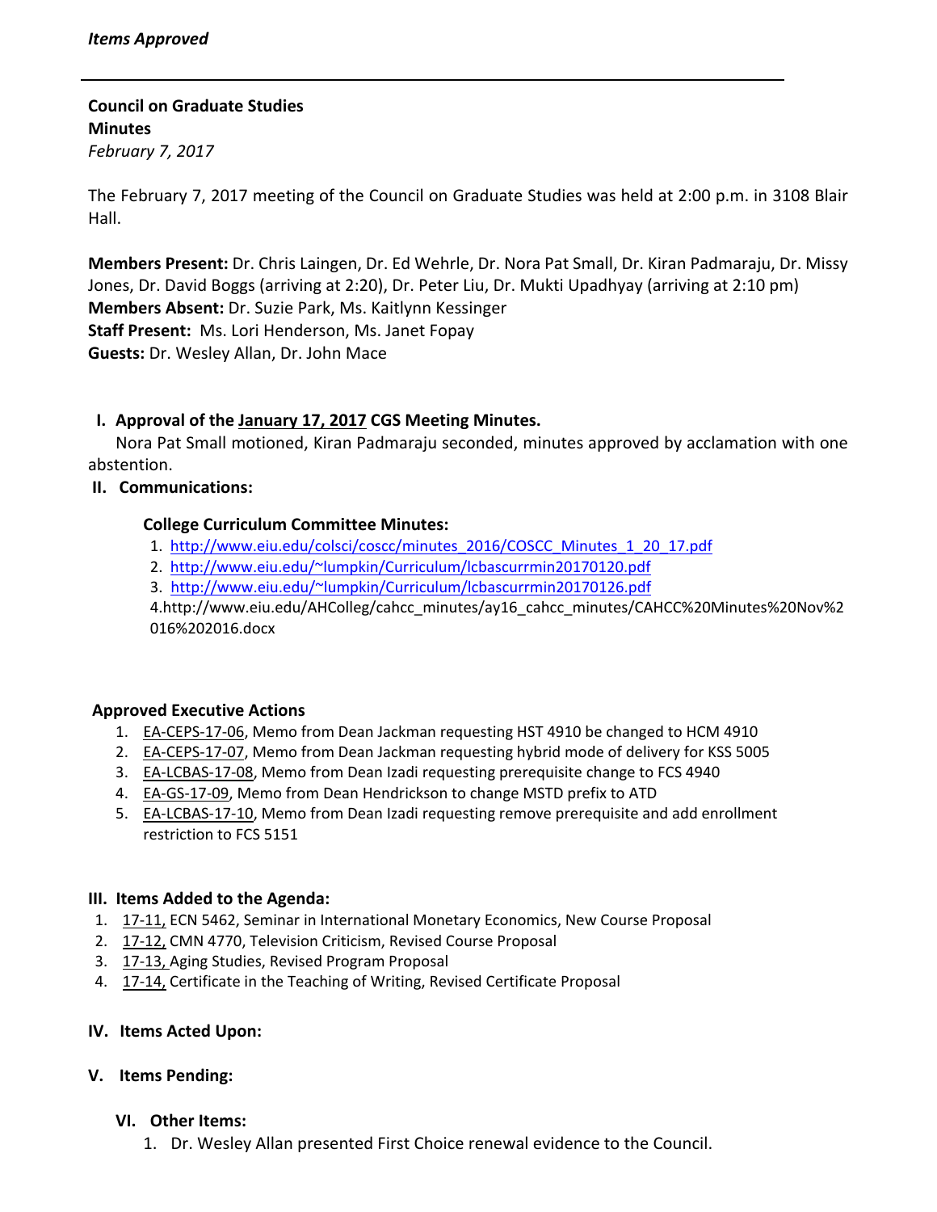*Items Approved*

---

**Council on Graduate Studies**
**Minutes**
*February 7, 2017*

The February 7, 2017 meeting of the Council on Graduate Studies was held at 2:00 p.m. in 3108 Blair Hall.

**Members Present:** Dr. Chris Laingen, Dr. Ed Wehrle, Dr. Nora Pat Small, Dr. Kiran Padmaraju, Dr. Missy Jones, Dr. David Boggs (arriving at 2:20), Dr. Peter Liu, Dr. Mukti Upadhyay (arriving at 2:10 pm)
**Members Absent:** Dr. Suzie Park, Ms. Kaitlynn Kessinger
**Staff Present:** Ms. Lori Henderson, Ms. Janet Fopay
**Guests:** Dr. Wesley Allan, Dr. John Mace

## I. Approval of the January 17, 2017 CGS Meeting Minutes.

Nora Pat Small motioned, Kiran Padmaraju seconded, minutes approved by acclamation with one abstention.

## II. Communications:

**College Curriculum Committee Minutes:**

1. http://www.eiu.edu/colsci/coscc/minutes_2016/COSCC_Minutes_1_20_17.pdf
2. http://www.eiu.edu/~lumpkin/Curriculum/lcbascurrmin20170120.pdf
3. http://www.eiu.edu/~lumpkin/Curriculum/lcbascurrmin20170126.pdf
4. http://www.eiu.edu/AHColleg/cahcc_minutes/ay16_cahcc_minutes/CAHCC%20Minutes%20Nov%2016%202016.docx

**Approved Executive Actions**

1. EA-CEPS-17-06, Memo from Dean Jackman requesting HST 4910 be changed to HCM 4910
2. EA-CEPS-17-07, Memo from Dean Jackman requesting hybrid mode of delivery for KSS 5005
3. EA-LCBAS-17-08, Memo from Dean Izadi requesting prerequisite change to FCS 4940
4. EA-GS-17-09, Memo from Dean Hendrickson to change MSTD prefix to ATD
5. EA-LCBAS-17-10, Memo from Dean Izadi requesting remove prerequisite and add enrollment restriction to FCS 5151

## III. Items Added to the Agenda:

1. 17-11, ECN 5462, Seminar in International Monetary Economics, New Course Proposal
2. 17-12, CMN 4770, Television Criticism, Revised Course Proposal
3. 17-13, Aging Studies, Revised Program Proposal
4. 17-14, Certificate in the Teaching of Writing, Revised Certificate Proposal

## IV. Items Acted Upon:

## V. Items Pending:

## VI. Other Items:

1. Dr. Wesley Allan presented First Choice renewal evidence to the Council.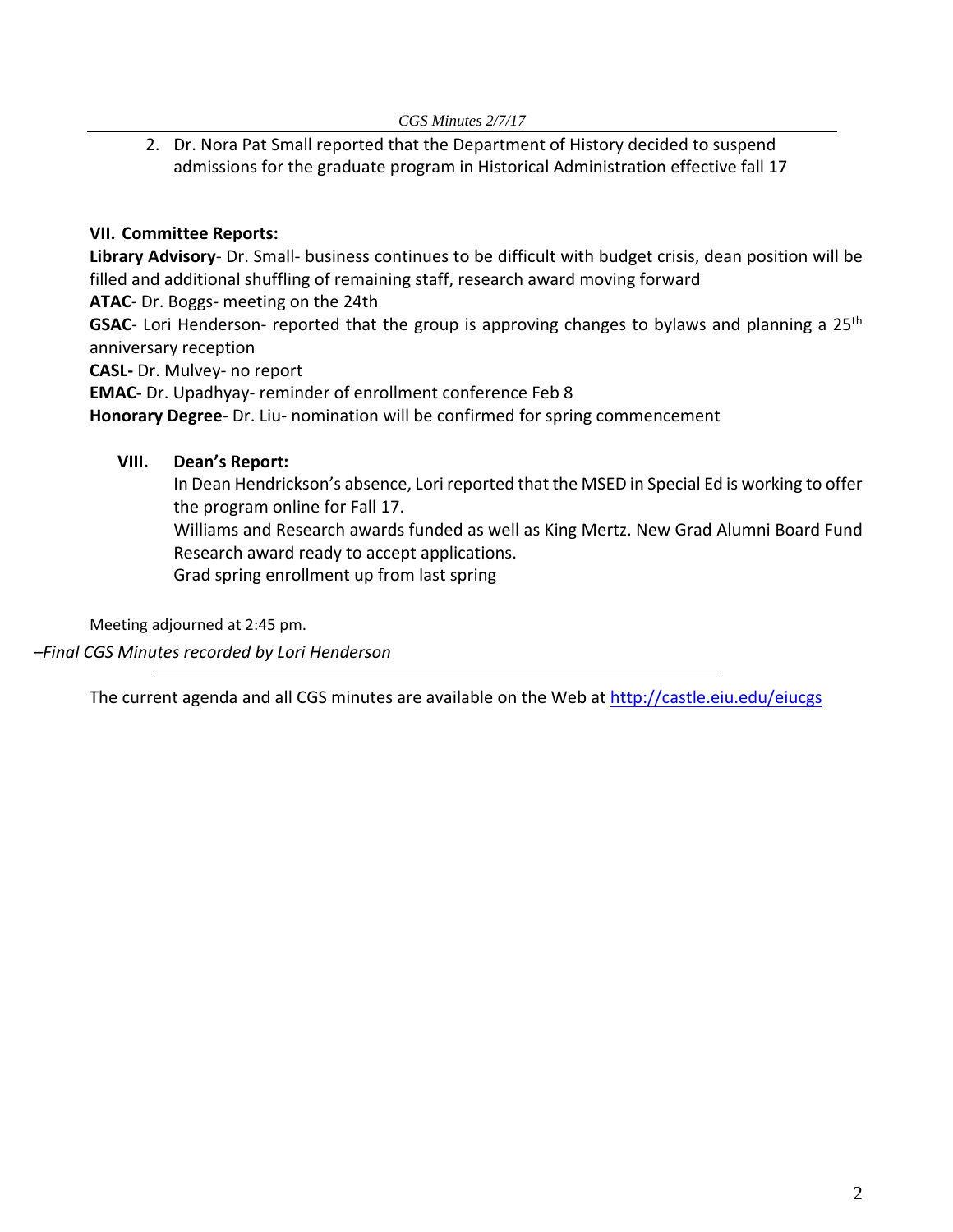2. Dr. Nora Pat Small reported that the Department of History decided to suspend admissions for the graduate program in Historical Administration effective fall 17

**VII. Committee Reports:**

**Library Advisory**- Dr. Small- business continues to be difficult with budget crisis, dean position will be filled and additional shuffling of remaining staff, research award moving forward

**ATAC**- Dr. Boggs- meeting on the 24th

**GSAC**- Lori Henderson- reported that the group is approving changes to bylaws and planning a 25th anniversary reception

**CASL-** Dr. Mulvey- no report

**EMAC-** Dr. Upadhyay- reminder of enrollment conference Feb 8

**Honorary Degree**- Dr. Liu- nomination will be confirmed for spring commencement

**VIII. Dean's Report:**

In Dean Hendrickson's absence, Lori reported that the MSED in Special Ed is working to offer the program online for Fall 17.

Williams and Research awards funded as well as King Mertz. New Grad Alumni Board Fund Research award ready to accept applications.

Grad spring enrollment up from last spring

Meeting adjourned at 2:45 pm.

*–Final CGS Minutes recorded by Lori Henderson*

---

The current agenda and all CGS minutes are available on the Web at http://castle.eiu.edu/eiucgs